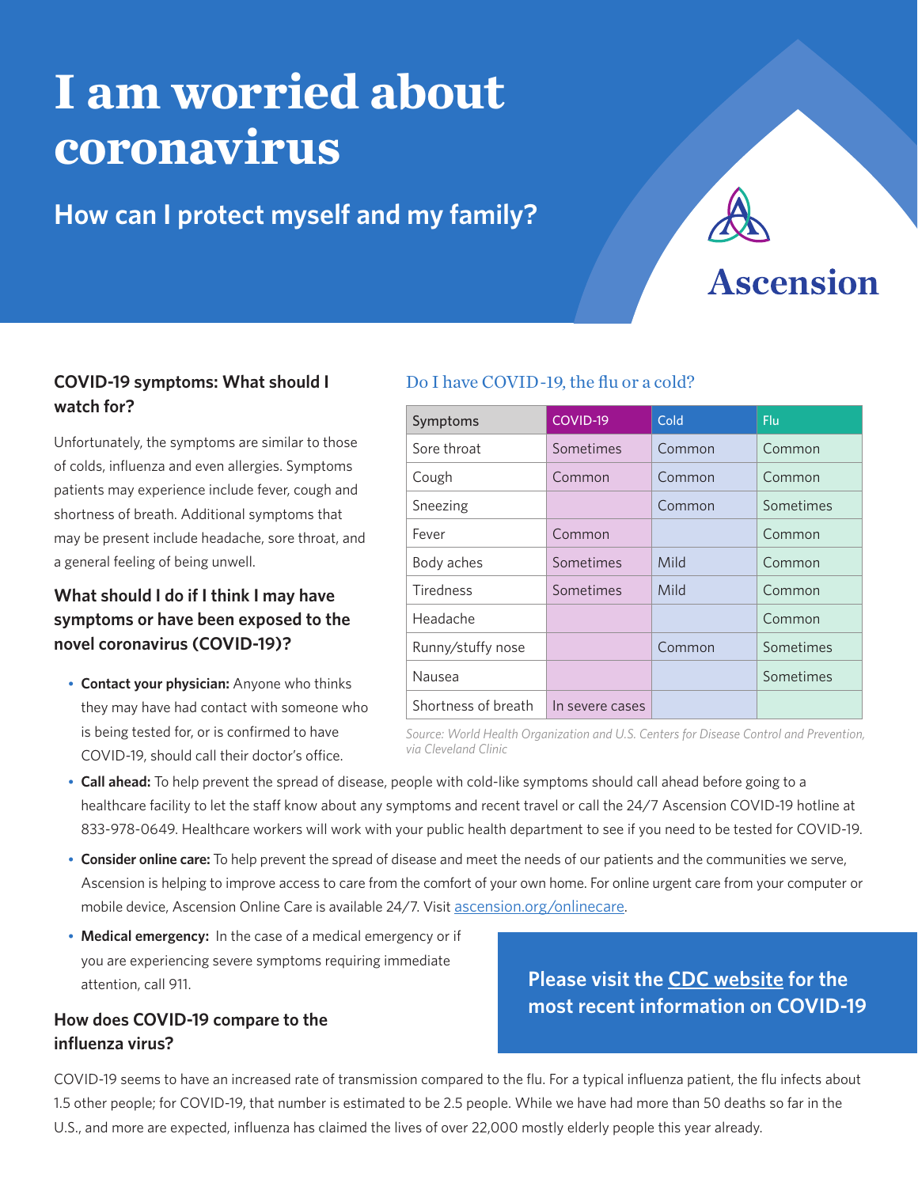# I am worried about coronavirus

## How can I protect myself and my family?

Ascension

### COVID-19 symptoms: What should I watch for?

Unfortunately, the symptoms are similar to those of colds, influenza and even allergies. Symptoms patients may experience include fever, cough and shortness of breath. Additional symptoms that may be present include headache, sore throat, and a general feeling of being unwell.

### What should I do if I think I may have symptoms or have been exposed to the novel coronavirus (COVID-19)?

- **Contact your physician:** Anyone who thinks they may have had contact with someone who is being tested for, or is confirmed to have COVID-19, should call their doctor's office.
- **Call ahead:** To help prevent the spread of disease, people with cold-like symptoms should call ahead before going to a healthcare facility to let the staff know about any symptoms and recent travel or call the 24/7 Ascension COVID-19 hotline at 833-978-0649. Healthcare workers will work with your public health department to see if you need to be tested for COVID-19.
- **Consider online care:** To help prevent the spread of disease and meet the needs of our patients and the communities we serve, Ascension is helping to improve access to care from the comfort of your own home. For online urgent care from your computer or mobile device, Ascension Online Care is available 24/7. Visit ascension.org/onlinecare.
- **Medical emergency:** In the case of a medical emergency or if you are experiencing severe symptoms requiring immediate attention, call 911.

### Do I have COVID-19, the flu or a cold?

| Symptoms | COVID-19 | Cold | Flu |
|---|---|---|---|
| Sore throat | Sometimes | Common | Common |
| Cough | Common | Common | Common |
| Sneezing | | Common | Sometimes |
| Fever | Common | | Common |
| Body aches | Sometimes | Mild | Common |
| Tiredness | Sometimes | Mild | Common |
| Headache | | | Common |
| Runny/stuffy nose | | Common | Sometimes |
| Nausea | | | Sometimes |
| Shortness of breath | In severe cases | | |

*Source: World Health Organization and U.S. Centers for Disease Control and Prevention, via Cleveland Clinic*

**Please visit the CDC website for the most recent information on COVID-19**

### How does COVID-19 compare to the influenza virus?

COVID-19 seems to have an increased rate of transmission compared to the flu. For a typical influenza patient, the flu infects about 1.5 other people; for COVID-19, that number is estimated to be 2.5 people. While we have had more than 50 deaths so far in the U.S., and more are expected, influenza has claimed the lives of over 22,000 mostly elderly people this year already.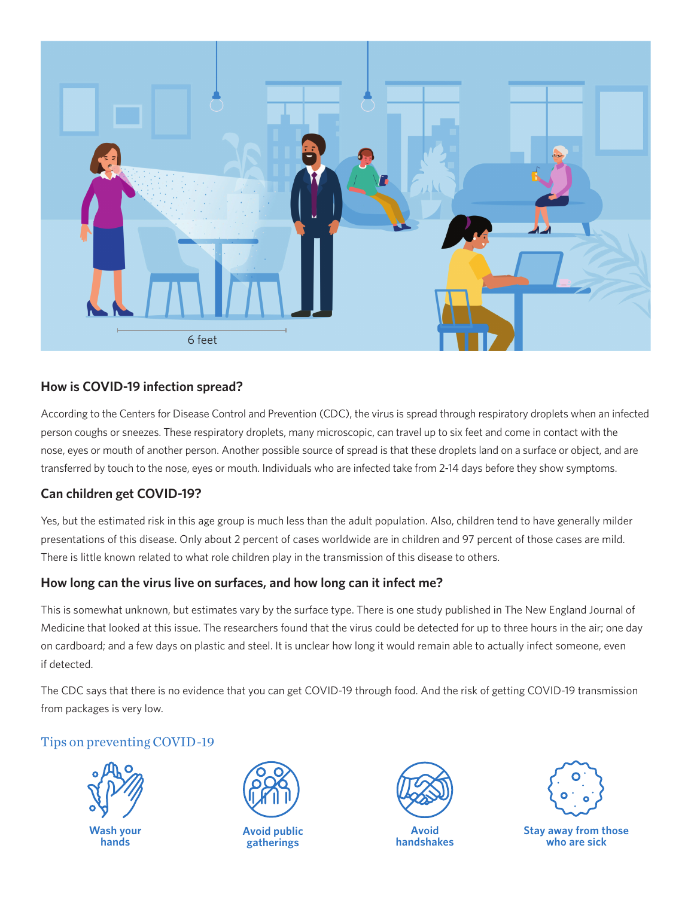6 feet

## How is COVID-19 infection spread?

According to the Centers for Disease Control and Prevention (CDC), the virus is spread through respiratory droplets when an infected person coughs or sneezes. These respiratory droplets, many microscopic, can travel up to six feet and come in contact with the nose, eyes or mouth of another person. Another possible source of spread is that these droplets land on a surface or object, and are transferred by touch to the nose, eyes or mouth. Individuals who are infected take from 2-14 days before they show symptoms.

## Can children get COVID-19?

Yes, but the estimated risk in this age group is much less than the adult population. Also, children tend to have generally milder presentations of this disease. Only about 2 percent of cases worldwide are in children and 97 percent of those cases are mild. There is little known related to what role children play in the transmission of this disease to others.

## How long can the virus live on surfaces, and how long can it infect me?

This is somewhat unknown, but estimates vary by the surface type. There is one study published in The New England Journal of Medicine that looked at this issue. The researchers found that the virus could be detected for up to three hours in the air; one day on cardboard; and a few days on plastic and steel. It is unclear how long it would remain able to actually infect someone, even if detected.

The CDC says that there is no evidence that you can get COVID-19 through food. And the risk of getting COVID-19 transmission from packages is very low.

## Tips on preventing COVID-19

- Wash your hands
- Avoid public gatherings
- Avoid handshakes
- Stay away from those who are sick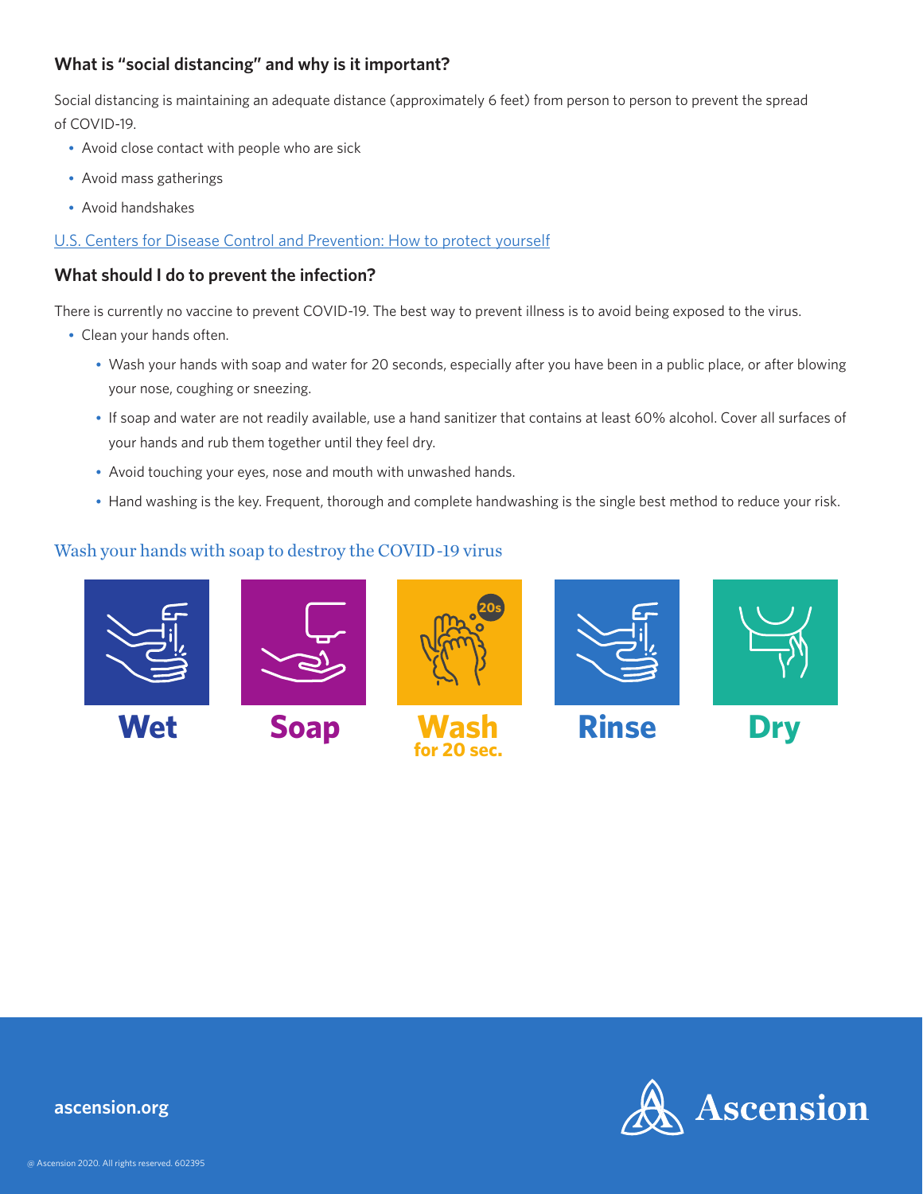### What is “social distancing” and why is it important?

Social distancing is maintaining an adequate distance (approximately 6 feet) from person to person to prevent the spread of COVID-19.

- Avoid close contact with people who are sick
- Avoid mass gatherings
- Avoid handshakes

U.S. Centers for Disease Control and Prevention: How to protect yourself

### What should I do to prevent the infection?

There is currently no vaccine to prevent COVID-19. The best way to prevent illness is to avoid being exposed to the virus.

- Clean your hands often.
  - Wash your hands with soap and water for 20 seconds, especially after you have been in a public place, or after blowing your nose, coughing or sneezing.
  - If soap and water are not readily available, use a hand sanitizer that contains at least 60% alcohol. Cover all surfaces of your hands and rub them together until they feel dry.
  - Avoid touching your eyes, nose and mouth with unwashed hands.
  - Hand washing is the key. Frequent, thorough and complete handwashing is the single best method to reduce your risk.

Wash your hands with soap to destroy the COVID-19 virus

Wet

Soap

Wash for 20 sec.

Rinse

Dry

ascension.org

Ascension

@ Ascension 2020. All rights reserved. 602395